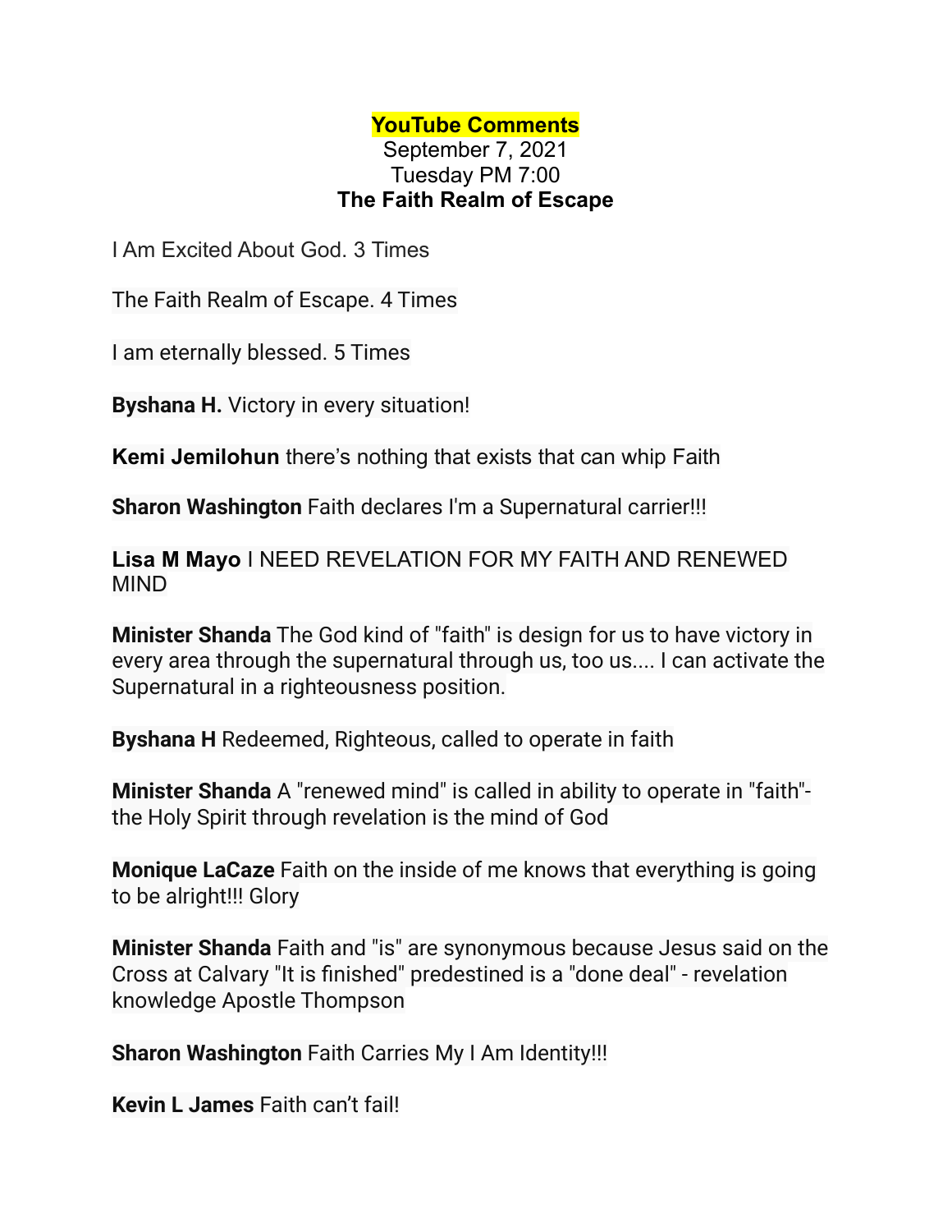# YouTube Comments

September 7, 2021
Tuesday PM 7:00
**The Faith Realm of Escape**

I Am Excited About God. 3 Times

The Faith Realm of Escape. 4 Times

I am eternally blessed. 5 Times

**Byshana H.** Victory in every situation!

**Kemi Jemilohun** there's nothing that exists that can whip Faith

**Sharon Washington** Faith declares I'm a Supernatural carrier!!!

**Lisa M Mayo** I NEED REVELATION FOR MY FAITH AND RENEWED MIND

**Minister Shanda** The God kind of "faith" is design for us to have victory in every area through the supernatural through us, too us.... I can activate the Supernatural in a righteousness position.

**Byshana H** Redeemed, Righteous, called to operate in faith

**Minister Shanda** A "renewed mind" is called in ability to operate in "faith"- the Holy Spirit through revelation is the mind of God

**Monique LaCaze** Faith on the inside of me knows that everything is going to be alright!!! Glory

**Minister Shanda** Faith and "is" are synonymous because Jesus said on the Cross at Calvary "It is finished" predestined is a "done deal" - revelation knowledge Apostle Thompson

**Sharon Washington** Faith Carries My I Am Identity!!!

**Kevin L James** Faith can't fail!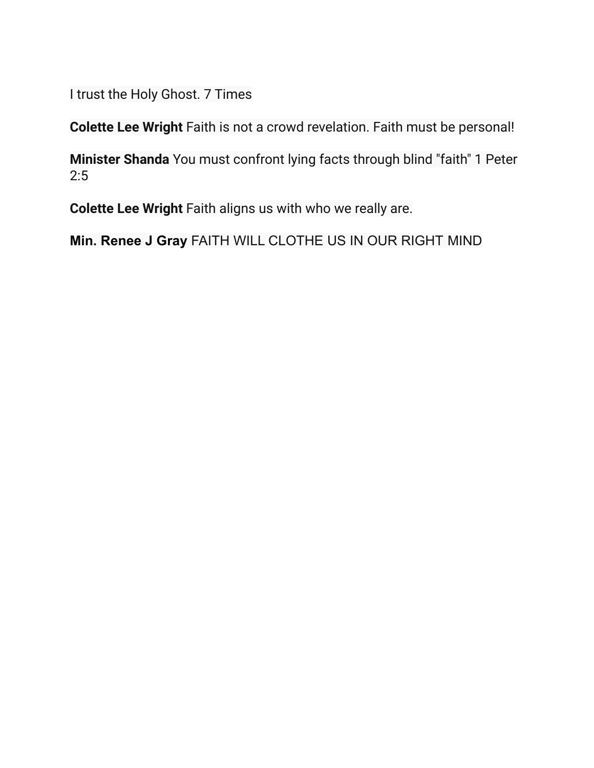I trust the Holy Ghost. 7 Times

**Colette Lee Wright** Faith is not a crowd revelation. Faith must be personal!

**Minister Shanda** You must confront lying facts through blind "faith" 1 Peter 2:5

**Colette Lee Wright** Faith aligns us with who we really are.

**Min. Renee J Gray** FAITH WILL CLOTHE US IN OUR RIGHT MIND